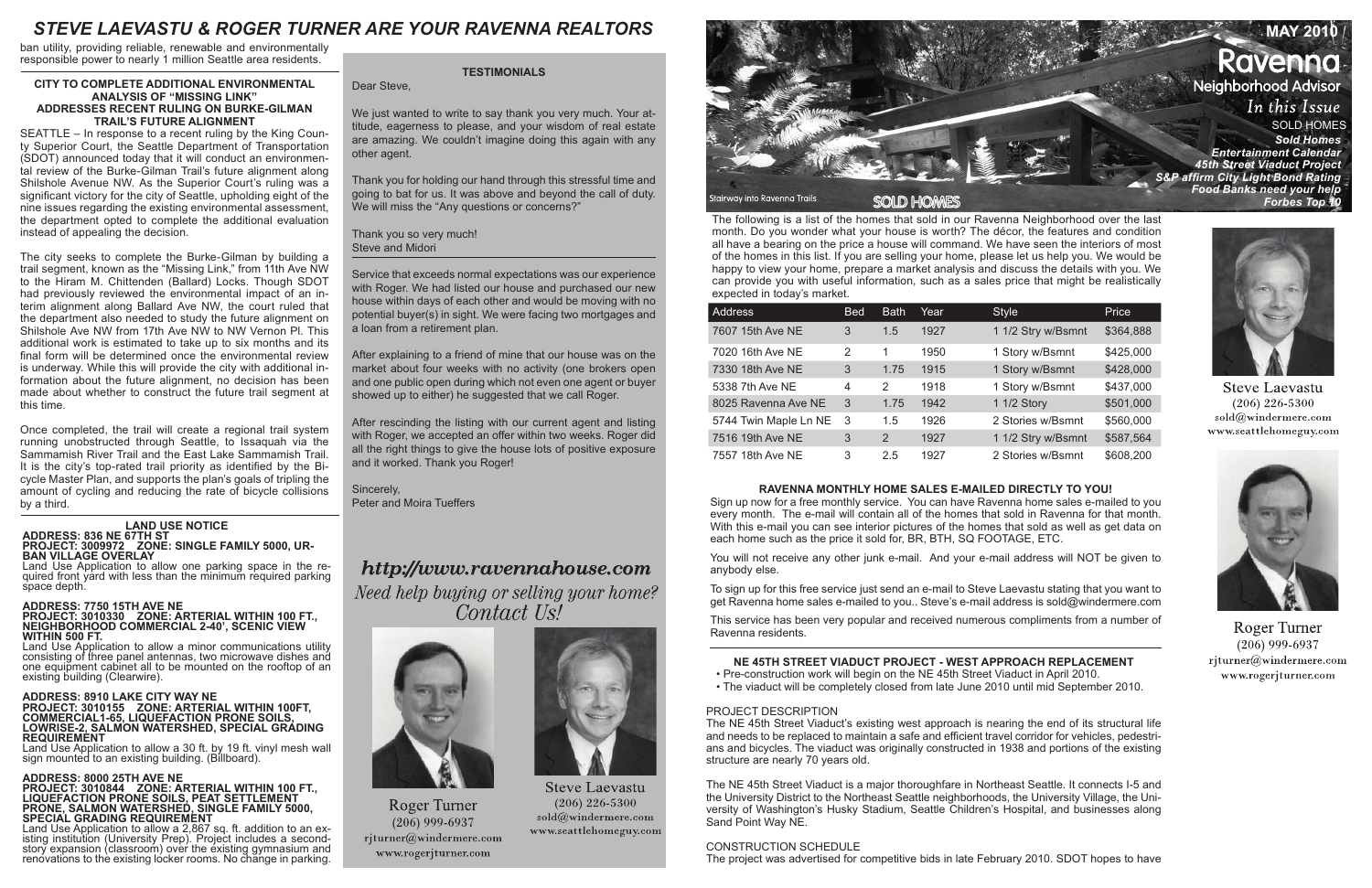# STEVE LAEVASTU & ROGER TURNER ARE YOUR RAVENNA REALTORS

ban utility, providing reliable, renewable and environmentally responsible power to nearly 1 million Seattle area residents.

### CITY TO COMPLETE ADDITIONAL ENVIRONMENTAL ANALYSIS OF "MISSING LINK" ADDRESSES RECENT RULING ON BURKE-GILMAN TRAIL'S FUTURE ALIGNMENT

SEATTLE – In response to a recent ruling by the King County Superior Court, the Seattle Department of Transportation (SDOT) announced today that it will conduct an environmental review of the Burke-Gilman Trail's future alignment along Shilshole Avenue NW. As the Superior Court's ruling was a significant victory for the city of Seattle, upholding eight of the nine issues regarding the existing environmental assessment, the department opted to complete the additional evaluation instead of appealing the decision.

The city seeks to complete the Burke-Gilman by building a trail segment, known as the "Missing Link," from 11th Ave NW to the Hiram M. Chittenden (Ballard) Locks. Though SDOT had previously reviewed the environmental impact of an interim alignment along Ballard Ave NW, the court ruled that the department also needed to study the future alignment on Shilshole Ave NW from 17th Ave NW to NW Vernon Pl. This additional work is estimated to take up to six months and its final form will be determined once the environmental review is underway. While this will provide the city with additional information about the future alignment, no decision has been made about whether to construct the future trail segment at this time.

Once completed, the trail will create a regional trail system running unobstructed through Seattle, to Issaquah via the Sammamish River Trail and the East Lake Sammamish Trail. It is the city's top-rated trail priority as identified by the Bicycle Master Plan, and supports the plan's goals of tripling the amount of cycling and reducing the rate of bicycle collisions by a third.

### LAND USE NOTICE

**ADDRESS: 836 NE 67TH ST**
**PROJECT: 3009972 ZONE: SINGLE FAMILY 5000, URBAN VILLAGE OVERLAY**
Land Use Application to allow one parking space in the required front yard with less than the minimum required parking space depth.

**ADDRESS: 7750 15TH AVE NE**
**PROJECT: 3010330 ZONE: ARTERIAL WITHIN 100 FT., NEIGHBORHOOD COMMERCIAL 2-40', SCENIC VIEW WITHIN 500 FT.**
Land Use Application to allow a minor communications utility consisting of three panel antennas, two microwave dishes and one equipment cabinet all to be mounted on the rooftop of an existing building (Clearwire).

**ADDRESS: 8910 LAKE CITY WAY NE**
**PROJECT: 3010155 ZONE: ARTERIAL WITHIN 100FT, COMMERCIAL1-65, LIQUEFACTION PRONE SOILS, LOWRISE-2, SALMON WATERSHED, SPECIAL GRADING REQUIREMENT**
Land Use Application to allow a 30 ft. by 19 ft. vinyl mesh wall sign mounted to an existing building. (Billboard).

**ADDRESS: 8000 25TH AVE NE**
**PROJECT: 3010844 ZONE: ARTERIAL WITHIN 100 FT., LIQUEFACTION PRONE SOILS, PEAT SETTLEMENT PRONE, SALMON WATERSHED, SINGLE FAMILY 5000, SPECIAL GRADING REQUIREMENT**
Land Use Application to allow a 2,867 sq. ft. addition to an existing institution (University Prep). Project includes a second-story expansion (classroom) over the existing gymnasium and renovations to the existing locker rooms. No change in parking.

### TESTIMONIALS

Dear Steve,

We just wanted to write to say thank you very much. Your attitude, eagerness to please, and your wisdom of real estate are amazing. We couldn't imagine doing this again with any other agent.

Thank you for holding our hand through this stressful time and going to bat for us. It was above and beyond the call of duty. We will miss the "Any questions or concerns?"

Thank you so very much!
Steve and Midori

Service that exceeds normal expectations was our experience with Roger. We had listed our house and purchased our new house within days of each other and would be moving with no potential buyer(s) in sight. We were facing two mortgages and a loan from a retirement plan.

After explaining to a friend of mine that our house was on the market about four weeks with no activity (one brokers open and one public open during which not even one agent or buyer showed up to either) he suggested that we call Roger.

After rescinding the listing with our current agent and listing with Roger, we accepted an offer within two weeks. Roger did all the right things to give the house lots of positive exposure and it worked. Thank you Roger!

Sincerely,
Peter and Moira Tueffers

*http://www.ravennahouse.com*

*Need help buying or selling your home? Contact Us!*

Roger Turner
(206) 999-6937
rjturner@windermere.com
www.rogerjturner.com

Steve Laevastu
(206) 226-5300
sold@windermere.com
www.seattlehomeguy.com

# MAY 2010 / Ravenna Neighborhood Advisor

*In this Issue*
SOLD HOMES
*Sold Homes*
*Entertainment Calendar*
*45th Street Viaduct Project*
*S&P affirm City Light Bond Rating*
*Food Banks need your help*
*Forbes Top 10*

Stairway into Ravenna Trails

## SOLD HOMES

The following is a list of the homes that sold in our Ravenna Neighborhood over the last month. Do you wonder what your house is worth? The décor, the features and condition all have a bearing on the price a house will command. We have seen the interiors of most of the homes in this list. If you are selling your home, please let us help you. We would be happy to view your home, prepare a market analysis and discuss the details with you. We can provide you with useful information, such as a sales price that might be realistically expected in today's market.

| Address | Bed | Bath | Year | Style | Price |
|---|---|---|---|---|---|
| 7607 15th Ave NE | 3 | 1.5 | 1927 | 1 1/2 Stry w/Bsmnt | $364,888 |
| 7020 16th Ave NE | 2 | 1 | 1950 | 1 Story w/Bsmnt | $425,000 |
| 7330 18th Ave NE | 3 | 1.75 | 1915 | 1 Story w/Bsmnt | $428,000 |
| 5338 7th Ave NE | 4 | 2 | 1918 | 1 Story w/Bsmnt | $437,000 |
| 8025 Ravenna Ave NE | 3 | 1.75 | 1942 | 1 1/2 Story | $501,000 |
| 5744 Twin Maple Ln NE | 3 | 1.5 | 1926 | 2 Stories w/Bsmnt | $560,000 |
| 7516 19th Ave NE | 3 | 2 | 1927 | 1 1/2 Stry w/Bsmnt | $587,564 |
| 7557 18th Ave NE | 3 | 2.5 | 1927 | 2 Stories w/Bsmnt | $608,200 |

Steve Laevastu
(206) 226-5300
sold@windermere.com
www.seattlehomeguy.com

Roger Turner
(206) 999-6937
rjturner@windermere.com
www.rogerjturner.com

### RAVENNA MONTHLY HOME SALES E-MAILED DIRECTLY TO YOU!

Sign up now for a free monthly service. You can have Ravenna home sales e-mailed to you every month. The e-mail will contain all of the homes that sold in Ravenna for that month. With this e-mail you can see interior pictures of the homes that sold as well as get data on each home such as the price it sold for, BR, BTH, SQ FOOTAGE, ETC.

You will not receive any other junk e-mail. And your e-mail address will NOT be given to anybody else.

To sign up for this free service just send an e-mail to Steve Laevastu stating that you want to get Ravenna home sales e-mailed to you.. Steve's e-mail address is sold@windermere.com

This service has been very popular and received numerous compliments from a number of Ravenna residents.

### NE 45TH STREET VIADUCT PROJECT - WEST APPROACH REPLACEMENT

- Pre-construction work will begin on the NE 45th Street Viaduct in April 2010.
- The viaduct will be completely closed from late June 2010 until mid September 2010.

PROJECT DESCRIPTION

The NE 45th Street Viaduct's existing west approach is nearing the end of its structural life and needs to be replaced to maintain a safe and efficient travel corridor for vehicles, pedestrians and bicycles. The viaduct was originally constructed in 1938 and portions of the existing structure are nearly 70 years old.

The NE 45th Street Viaduct is a major thoroughfare in Northeast Seattle. It connects I-5 and the University District to the Northeast Seattle neighborhoods, the University Village, the University of Washington's Husky Stadium, Seattle Children's Hospital, and businesses along Sand Point Way NE.

CONSTRUCTION SCHEDULE

The project was advertised for competitive bids in late February 2010. SDOT hopes to have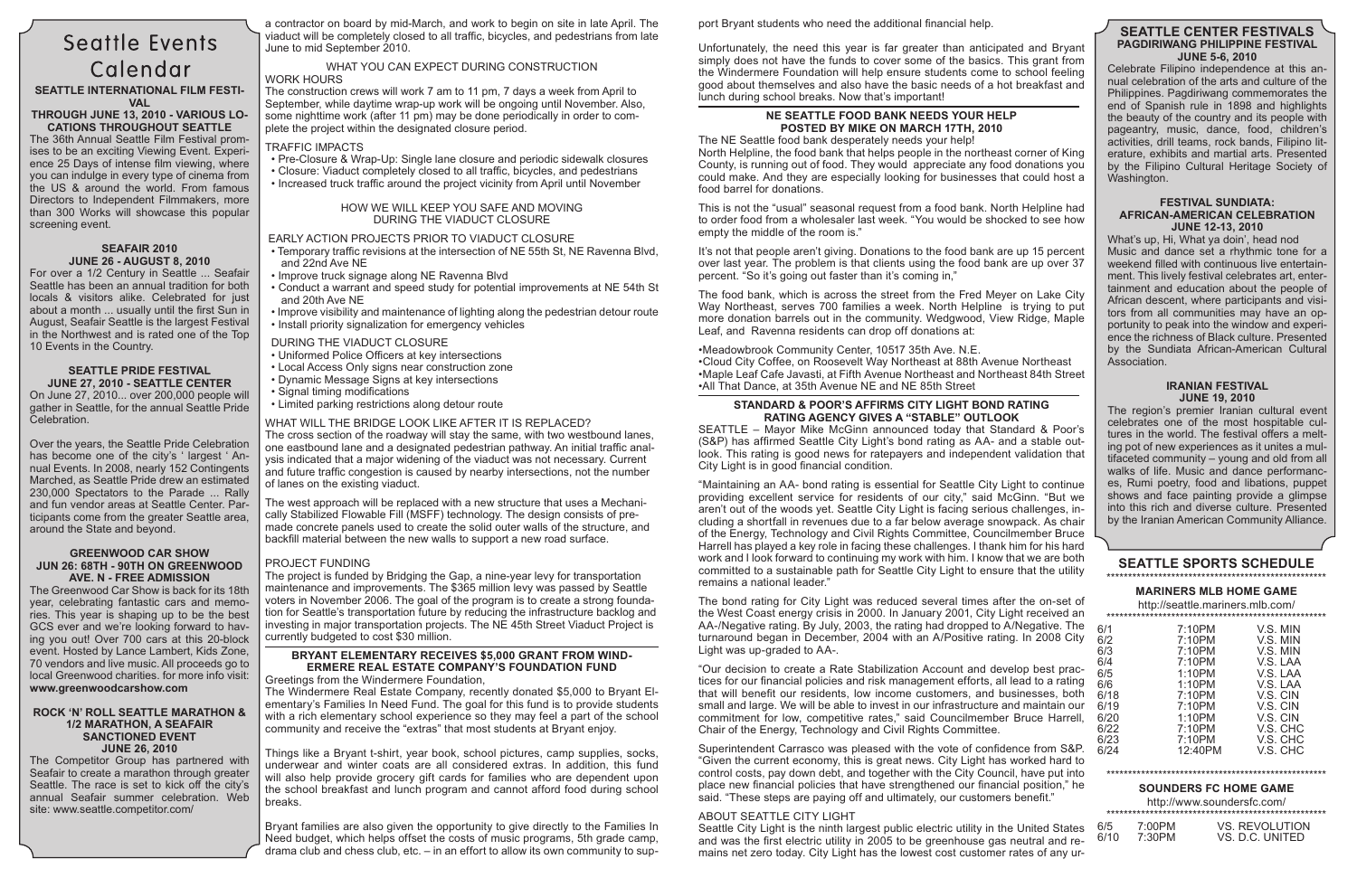# Seattle Events Calendar

### SEATTLE INTERNATIONAL FILM FESTIVAL
### THROUGH JUNE 13, 2010 - VARIOUS LOCATIONS THROUGHOUT SEATTLE

The 36th Annual Seattle Film Festival promises to be an exciting Viewing Event. Experience 25 Days of intense film viewing, where you can indulge in every type of cinema from the US & around the world. From famous Directors to Independent Filmmakers, more than 300 Works will showcase this popular screening event.

### SEAFAIR 2010
### JUNE 26 - AUGUST 8, 2010

For over a 1/2 Century in Seattle ... Seafair Seattle has been an annual tradition for both locals & visitors alike. Celebrated for just about a month ... usually until the first Sun in August, Seafair Seattle is the largest Festival in the Northwest and is rated one of the Top 10 Events in the Country.

### SEATTLE PRIDE FESTIVAL
### JUNE 27, 2010 - SEATTLE CENTER

On June 27, 2010... over 200,000 people will gather in Seattle, for the annual Seattle Pride Celebration.

Over the years, the Seattle Pride Celebration has become one of the city's ' largest ' Annual Events. In 2008, nearly 152 Contingents Marched, as Seattle Pride drew an estimated 230,000 Spectators to the Parade ... Rally and fun vendor areas at Seattle Center. Participants come from the greater Seattle area, around the State and beyond.

### GREENWOOD CAR SHOW
### JUN 26: 68TH - 90TH ON GREENWOOD AVE. N - FREE ADMISSION

The Greenwood Car Show is back for its 18th year, celebrating fantastic cars and memories. This year is shaping up to be the best GCS ever and we're looking forward to having you out! Over 700 cars at this 20-block event. Hosted by Lance Lambert, Kids Zone, 70 vendors and live music. All proceeds go to local Greenwood charities. for more info visit: **www.greenwoodcarshow.com**

### ROCK 'N' ROLL SEATTLE MARATHON & 1/2 MARATHON, A SEAFAIR SANCTIONED EVENT
### JUNE 26, 2010

The Competitor Group has partnered with Seafair to create a marathon through greater Seattle. The race is set to kick off the city's annual Seafair summer celebration. Web site: www.seattle.competitor.com/

---

a contractor on board by mid-March, and work to begin on site in late April. The viaduct will be completely closed to all traffic, bicycles, and pedestrians from late June to mid September 2010.

WHAT YOU CAN EXPECT DURING CONSTRUCTION

WORK HOURS

The construction crews will work 7 am to 11 pm, 7 days a week from April to September, while daytime wrap-up work will be ongoing until November. Also, some nighttime work (after 11 pm) may be done periodically in order to complete the project within the designated closure period.

TRAFFIC IMPACTS

- Pre-Closure & Wrap-Up: Single lane closure and periodic sidewalk closures
- Closure: Viaduct completely closed to all traffic, bicycles, and pedestrians
- Increased truck traffic around the project vicinity from April until November

HOW WE WILL KEEP YOU SAFE AND MOVING DURING THE VIADUCT CLOSURE

EARLY ACTION PROJECTS PRIOR TO VIADUCT CLOSURE

- Temporary traffic revisions at the intersection of NE 55th St, NE Ravenna Blvd, and 22nd Ave NE
- Improve truck signage along NE Ravenna Blvd
- Conduct a warrant and speed study for potential improvements at NE 54th St and 20th Ave NE
- Improve visibility and maintenance of lighting along the pedestrian detour route
- Install priority signalization for emergency vehicles

DURING THE VIADUCT CLOSURE

- Uniformed Police Officers at key intersections
- Local Access Only signs near construction zone
- Dynamic Message Signs at key intersections
- Signal timing modifications
- Limited parking restrictions along detour route

WHAT WILL THE BRIDGE LOOK LIKE AFTER IT IS REPLACED?

The cross section of the roadway will stay the same, with two westbound lanes, one eastbound lane and a designated pedestrian pathway. An initial traffic analysis indicated that a major widening of the viaduct was not necessary. Current and future traffic congestion is caused by nearby intersections, not the number of lanes on the existing viaduct.

The west approach will be replaced with a new structure that uses a Mechanically Stabilized Flowable Fill (MSFF) technology. The design consists of premade concrete panels used to create the solid outer walls of the structure, and backfill material between the new walls to support a new road surface.

PROJECT FUNDING

The project is funded by Bridging the Gap, a nine-year levy for transportation maintenance and improvements. The $365 million levy was passed by Seattle voters in November 2006. The goal of the program is to create a strong foundation for Seattle's transportation future by reducing the infrastructure backlog and investing in major transportation projects. The NE 45th Street Viaduct Project is currently budgeted to cost $30 million.

### BRYANT ELEMENTARY RECEIVES $5,000 GRANT FROM WINDERMERE REAL ESTATE COMPANY'S FOUNDATION FUND

Greetings from the Windermere Foundation,

The Windermere Real Estate Company, recently donated $5,000 to Bryant Elementary's Families In Need Fund. The goal for this fund is to provide students with a rich elementary school experience so they may feel a part of the school community and receive the "extras" that most students at Bryant enjoy.

Things like a Bryant t-shirt, year book, school pictures, camp supplies, socks, underwear and winter coats are all considered extras. In addition, this fund will also help provide grocery gift cards for families who are dependent upon the school breakfast and lunch program and cannot afford food during school breaks.

Bryant families are also given the opportunity to give directly to the Families In Need budget, which helps offset the costs of music programs, 5th grade camp, drama club and chess club, etc. – in an effort to allow its own community to support Bryant students who need the additional financial help.

Unfortunately, the need this year is far greater than anticipated and Bryant simply does not have the funds to cover some of the basics. This grant from the Windermere Foundation will help ensure students come to school feeling good about themselves and also have the basic needs of a hot breakfast and lunch during school breaks. Now that's important!

### NE SEATTLE FOOD BANK NEEDS YOUR HELP
### POSTED BY MIKE ON MARCH 17TH, 2010

The NE Seattle food bank desperately needs your help!

North Helpline, the food bank that helps people in the northeast corner of King County, is running out of food. They would appreciate any food donations you could make. And they are especially looking for businesses that could host a food barrel for donations.

This is not the "usual" seasonal request from a food bank. North Helpline had to order food from a wholesaler last week. "You would be shocked to see how empty the middle of the room is."

It's not that people aren't giving. Donations to the food bank are up 15 percent over last year. The problem is that clients using the food bank are up over 37 percent. "So it's going out faster than it's coming in,"

The food bank, which is across the street from the Fred Meyer on Lake City Way Northeast, serves 700 families a week. North Helpline is trying to put more donation barrels out in the community. Wedgwood, View Ridge, Maple Leaf, and Ravenna residents can drop off donations at:

- Meadowbrook Community Center, 10517 35th Ave. N.E.
- Cloud City Coffee, on Roosevelt Way Northeast at 88th Avenue Northeast
- Maple Leaf Cafe Javasti, at Fifth Avenue Northeast and Northeast 84th Street
- All That Dance, at 35th Avenue NE and NE 85th Street

### STANDARD & POOR'S AFFIRMS CITY LIGHT BOND RATING
### RATING AGENCY GIVES A "STABLE" OUTLOOK

SEATTLE – Mayor Mike McGinn announced today that Standard & Poor's (S&P) has affirmed Seattle City Light's bond rating as AA- and a stable outlook. This rating is good news for ratepayers and independent validation that City Light is in good financial condition.

"Maintaining an AA- bond rating is essential for Seattle City Light to continue providing excellent service for residents of our city," said McGinn. "But we aren't out of the woods yet. Seattle City Light is facing serious challenges, including a shortfall in revenues due to a far below average snowpack. As chair of the Energy, Technology and Civil Rights Committee, Councilmember Bruce Harrell has played a key role in facing these challenges. I thank him for his hard work and I look forward to continuing my work with him. I know that we are both committed to a sustainable path for Seattle City Light to ensure that the utility remains a national leader."

The bond rating for City Light was reduced several times after the on-set of the West Coast energy crisis in 2000. In January 2001, City Light received an AA-/Negative rating. By July, 2003, the rating had dropped to A/Negative. The turnaround began in December, 2004 with an A/Positive rating. In 2008 City Light was up-graded to AA-.

"Our decision to create a Rate Stabilization Account and develop best practices for our financial policies and risk management efforts, all lead to a rating that will benefit our residents, low income customers, and businesses, both small and large. We will be able to invest in our infrastructure and maintain our commitment for low, competitive rates," said Councilmember Bruce Harrell, Chair of the Energy, Technology and Civil Rights Committee.

Superintendent Carrasco was pleased with the vote of confidence from S&P. "Given the current economy, this is great news. City Light has worked hard to control costs, pay down debt, and together with the City Council, have put into place new financial policies that have strengthened our financial position," he said. "These steps are paying off and ultimately, our customers benefit."

ABOUT SEATTLE CITY LIGHT

Seattle City Light is the ninth largest public electric utility in the United States and was the first electric utility in 2005 to be greenhouse gas neutral and remains net zero today. City Light has the lowest cost customer rates of any ur-

---

## SEATTLE CENTER FESTIVALS

### PAGDIRIWANG PHILIPPINE FESTIVAL
### JUNE 5-6, 2010

Celebrate Filipino independence at this annual celebration of the arts and culture of the Philippines. Pagdiriwang commemorates the end of Spanish rule in 1898 and highlights the beauty of the country and its people with pageantry, music, dance, food, children's activities, drill teams, rock bands, Filipino literature, exhibits and martial arts. Presented by the Filipino Cultural Heritage Society of Washington.

### FESTIVAL SUNDIATA: AFRICAN-AMERICAN CELEBRATION
### JUNE 12-13, 2010

What's up, Hi, What ya doin', head nod Music and dance set a rhythmic tone for a weekend filled with continuous live entertainment. This lively festival celebrates art, entertainment and education about the people of African descent, where participants and visitors from all communities may have an opportunity to peak into the window and experience the richness of Black culture. Presented by the Sundiata African-American Cultural Association.

### IRANIAN FESTIVAL
### JUNE 19, 2010

The region's premier Iranian cultural event celebrates one of the most hospitable cultures in the world. The festival offers a melting pot of new experiences as it unites a multifaceted community – young and old from all walks of life. Music and dance performances, Rumi poetry, food and libations, puppet shows and face painting provide a glimpse into this rich and diverse culture. Presented by the Iranian American Community Alliance.

## SEATTLE SPORTS SCHEDULE

### MARINERS MLB HOME GAME

http://seattle.mariners.mlb.com/

| | | |
|---|---|---|
| 6/1 | 7:10PM | V.S. MIN |
| 6/2 | 7:10PM | V.S. MIN |
| 6/3 | 7:10PM | V.S. MIN |
| 6/4 | 7:10PM | V.S. LAA |
| 6/5 | 1:10PM | V.S. LAA |
| 6/6 | 1:10PM | V.S. LAA |
| 6/18 | 7:10PM | V.S. CIN |
| 6/19 | 7:10PM | V.S. CIN |
| 6/20 | 1:10PM | V.S. CIN |
| 6/22 | 7:10PM | V.S. CHC |
| 6/23 | 7:10PM | V.S. CHC |
| 6/24 | 12:40PM | V.S. CHC |

### SOUNDERS FC HOME GAME

http://www.soundersfc.com/

| | | |
|---|---|---|
| 6/5 | 7:00PM | VS. REVOLUTION |
| 6/10 | 7:30PM | VS. D.C. UNITED |